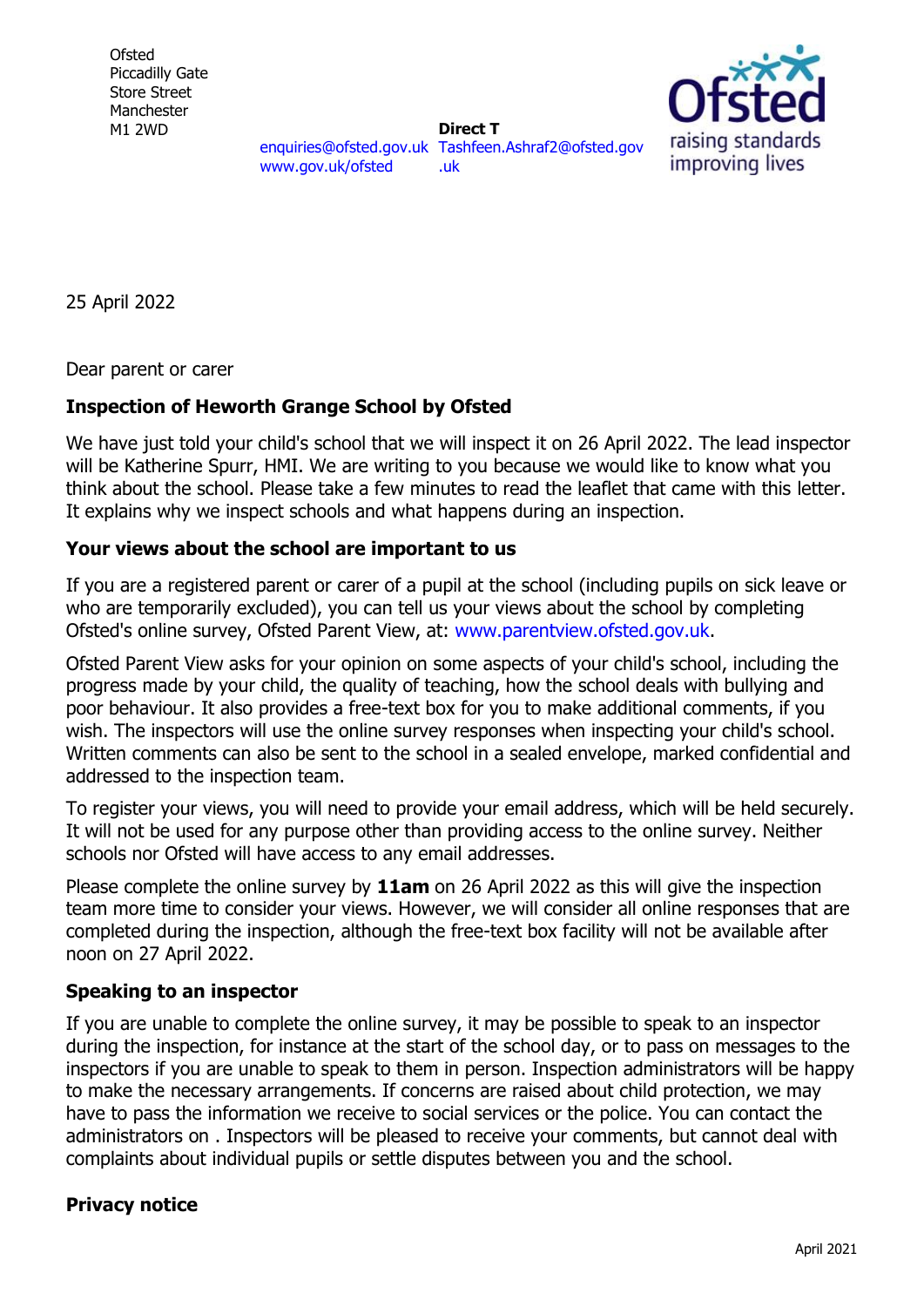Ofsted
Piccadilly Gate
Store Street
Manchester
M1 2WD

enquiries@ofsted.gov.uk
www.gov.uk/ofsted

**Direct T**
Tashfeen.Ashraf2@ofsted.gov.uk

Ofsted
raising standards
improving lives

25 April 2022

Dear parent or carer

**Inspection of Heworth Grange School by Ofsted**

We have just told your child's school that we will inspect it on 26 April 2022. The lead inspector will be Katherine Spurr, HMI. We are writing to you because we would like to know what you think about the school. Please take a few minutes to read the leaflet that came with this letter. It explains why we inspect schools and what happens during an inspection.

**Your views about the school are important to us**

If you are a registered parent or carer of a pupil at the school (including pupils on sick leave or who are temporarily excluded), you can tell us your views about the school by completing Ofsted's online survey, Ofsted Parent View, at: www.parentview.ofsted.gov.uk.

Ofsted Parent View asks for your opinion on some aspects of your child's school, including the progress made by your child, the quality of teaching, how the school deals with bullying and poor behaviour. It also provides a free-text box for you to make additional comments, if you wish. The inspectors will use the online survey responses when inspecting your child's school. Written comments can also be sent to the school in a sealed envelope, marked confidential and addressed to the inspection team.

To register your views, you will need to provide your email address, which will be held securely. It will not be used for any purpose other than providing access to the online survey. Neither schools nor Ofsted will have access to any email addresses.

Please complete the online survey by **11am** on 26 April 2022 as this will give the inspection team more time to consider your views. However, we will consider all online responses that are completed during the inspection, although the free-text box facility will not be available after noon on 27 April 2022.

**Speaking to an inspector**

If you are unable to complete the online survey, it may be possible to speak to an inspector during the inspection, for instance at the start of the school day, or to pass on messages to the inspectors if you are unable to speak to them in person. Inspection administrators will be happy to make the necessary arrangements. If concerns are raised about child protection, we may have to pass the information we receive to social services or the police. You can contact the administrators on . Inspectors will be pleased to receive your comments, but cannot deal with complaints about individual pupils or settle disputes between you and the school.

**Privacy notice**

April 2021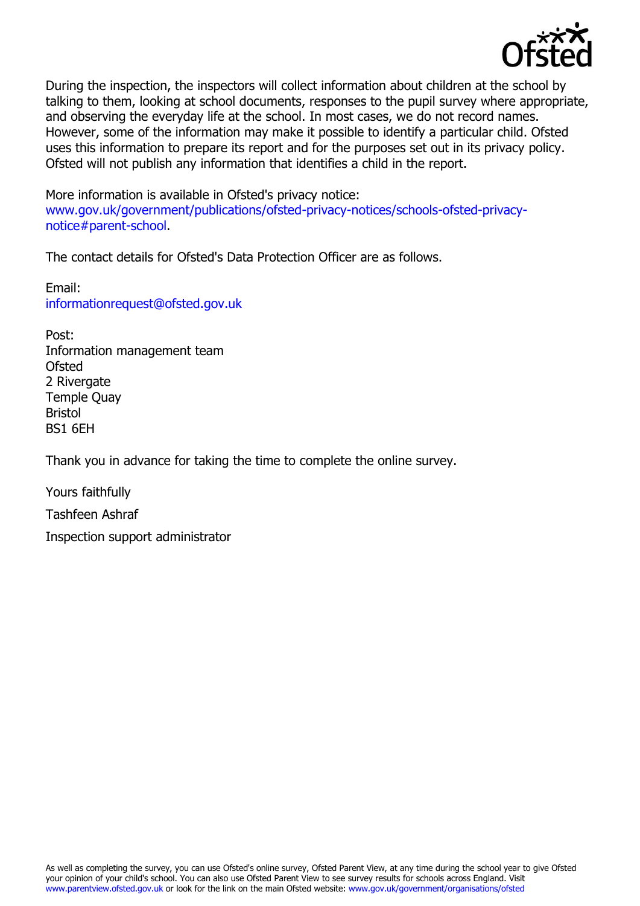During the inspection, the inspectors will collect information about children at the school by talking to them, looking at school documents, responses to the pupil survey where appropriate, and observing the everyday life at the school. In most cases, we do not record names. However, some of the information may make it possible to identify a particular child. Ofsted uses this information to prepare its report and for the purposes set out in its privacy policy. Ofsted will not publish any information that identifies a child in the report.

More information is available in Ofsted's privacy notice:
www.gov.uk/government/publications/ofsted-privacy-notices/schools-ofsted-privacy-notice#parent-school.

The contact details for Ofsted's Data Protection Officer are as follows.

Email:
informationrequest@ofsted.gov.uk

Post:
Information management team
Ofsted
2 Rivergate
Temple Quay
Bristol
BS1 6EH

Thank you in advance for taking the time to complete the online survey.

Yours faithfully

Tashfeen Ashraf

Inspection support administrator

As well as completing the survey, you can use Ofsted's online survey, Ofsted Parent View, at any time during the school year to give Ofsted your opinion of your child's school. You can also use Ofsted Parent View to see survey results for schools across England. Visit www.parentview.ofsted.gov.uk or look for the link on the main Ofsted website: www.gov.uk/government/organisations/ofsted